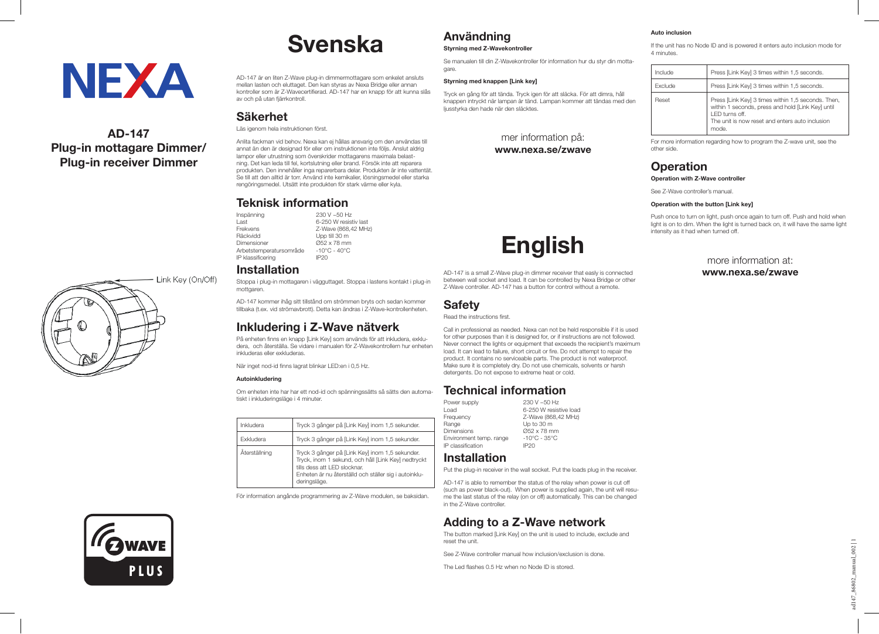NEXA

**AD-147**
**Plug-in mottagare Dimmer/**
**Plug-in receiver Dimmer**

Link Key (On/Off)

# Svenska

AD-147 är en liten Z-Wave plug-in dimmermottagare som enkelet ansluts mellan lasten och eluttaget. Den kan styras av Nexa Bridge eller annan kontroller som är Z-Wavecertifierad. AD-147 har en knapp för att kunna slås av och på utan fjärrkontroll.

## Säkerhet

Läs igenom hela instruktionen först.

Anlita fackman vid behov. Nexa kan ej hållas ansvarig om den användas till annat än den är designad för eller om instruktionen inte följs. Anslut aldrig lampor eller utrustning som överskrider mottagarens maximala belastning. Det kan leda till fel, kortslutning eller brand. Försök inte att reparera produkten. Den innehåller inga reparerbara delar. Produkten är inte vattentät. Se till att den alltid är torr. Använd inte kemikalier, lösningsmedel eller starka rengöringsmedel. Utsätt inte produkten för stark värme eller kyla.

## Teknisk information

| | |
|---|---|
| Inspänning | 230 V ~50 Hz |
| Last | 6-250 W resistiv last |
| Frekvens | Z-Wave (868,42 MHz) |
| Räckvidd | Upp till 30 m |
| Dimensioner | Ø52 x 78 mm |
| Arbetstemperatursområde | -10°C - 40°C |
| IP klassificering | IP20 |

## Installation

Stoppa i plug-in mottagaren i vägguttaget. Stoppa i lastens kontakt i plug-in mottgaren.

AD-147 kommer ihåg sitt tillstånd om strömmen bryts och sedan kommer tillbaka (t.ex. vid strömavbrott). Detta kan ändras i Z-Wave-kontrollenheten.

## Inkludering i Z-Wave nätverk

På enheten finns en knapp [Link Key] som används för att inkludera, exkludera, och återställa. Se vidare i manualen för Z-Wavekontrollern hur enheten inkluderas eller exkluderas.

När inget nod-id finns lagrat blinkar LED:en i 0,5 Hz.

**Autoinkludering**

Om enheten inte har har ett nod-id och spänningssätts så sätts den automatiskt i inkluderingsläge i 4 minuter.

| | |
|---|---|
| Inkludera | Tryck 3 gånger på [Link Key] inom 1,5 sekunder. |
| Exkludera | Tryck 3 gånger på [Link Key] inom 1,5 sekunder. |
| Återställning | Tryck 3 gånger på [Link Key] inom 1,5 sekunder. Tryck, inom 1 sekund, och håll [Link Key] nedtryckt tills dess att LED slocknar. Enheten är nu återställd och ställer sig i autoinkluderingsläge. |

För information angående programmering av Z-Wave modulen, se baksidan.

## Användning

**Styrning med Z-Wavekontroller**

Se manualen till din Z-Wavekontroller för information hur du styr din mottagare.

**Styrning med knappen [Link key]**

Tryck en gång för att tända. Tryck igen för att släcka. För att dimra, håll knappen intryckt när lampan är tänd. Lampan kommer att tändas med den ljusstyrka den hade när den släcktes.

mer information på:
**www.nexa.se/zwave**

# English

AD-147 is a small Z-Wave plug-in dimmer receiver that easly is connected between wall socket and load. It can be controlled by Nexa Bridge or other Z-Wave controller. AD-147 has a button for control without a remote.

## Safety

Read the instructions first.

Call in professional as needed. Nexa can not be held responsible if it is used for other purposes than it is designed for, or if instructions are not followed. Never connect the lights or equipment that exceeds the recipient's maximum load. It can lead to failure, short circuit or fire. Do not attempt to repair the product. It contains no serviceable parts. The product is not waterproof. Make sure it is completely dry. Do not use chemicals, solvents or harsh detergents. Do not expose to extreme heat or cold.

## Technical information

| | |
|---|---|
| Power supply | 230 V ~50 Hz |
| Load | 6-250 W resistive load |
| Frequency | Z-Wave (868,42 MHz) |
| Range | Up to 30 m |
| Dimensions | Ø52 x 78 mm |
| Environment temp. range | -10°C - 35°C |
| IP classification | IP20 |

## Installation

Put the plug-in receiver in the wall socket. Put the loads plug in the receiver.

AD-147 is able to remember the status of the relay when power is cut off (such as power black-out). When power is supplied again, the unit will resume the last status of the relay (on or off) automatically. This can be changed in the Z-Wave controller.

## Adding to a Z-Wave network

The button marked [Link Key] on the unit is used to include, exclude and reset the unit.

See Z-Wave controller manual how inclusion/exclusion is done.

The Led flashes 0.5 Hz when no Node ID is stored.

**Auto inclusion**

If the unit has no Node ID and is powered it enters auto inclusion mode for 4 minutes.

| | |
|---|---|
| Include | Press [Link Key] 3 times within 1,5 seconds. |
| Exclude | Press [Link Key] 3 times within 1,5 seconds. |
| Reset | Press [Link Key] 3 times within 1,5 seconds. Then, within 1 seconds, press and hold [Link Key] until LED turns off. The unit is now reset and enters auto inclusion mode. |

For more information regarding how to program the Z-wave unit, see the other side.

## Operation

**Operation with Z-Wave controller**

See Z-Wave controller's manual.

**Operation with the button [Link key]**

Push once to turn on light, push once again to turn off. Push and hold when light is on to dim. When the light is turned back on, it will have the same light intensity as it had when turned off.

more information at:
**www.nexa.se/zwave**

ad147_86802_manual_002 | 1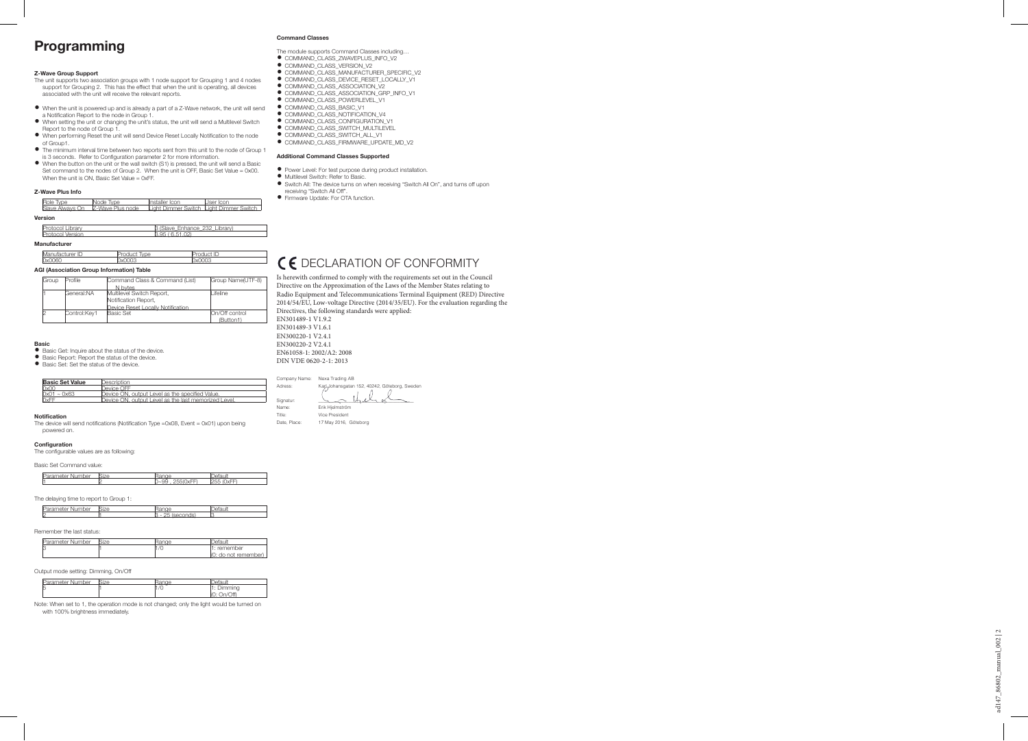# Programming

### Z-Wave Group Support

The unit supports two association groups with 1 node support for Grouping 1 and 4 nodes support for Grouping 2. This has the effect that when the unit is operating, all devices associated with the unit will receive the relevant reports.

- When the unit is powered up and is already a part of a Z-Wave network, the unit will send a Notification Report to the node in Group 1.
- When setting the unit or changing the unit's status, the unit will send a Multilevel Switch Report to the node of Group 1.
- When performing Reset the unit will send Device Reset Locally Notification to the node of Group1.
- The minimum interval time between two reports sent from this unit to the node of Group 1 is 3 seconds. Refer to Configuration parameter 2 for more information.
- When the button on the unit or the wall switch (S1) is pressed, the unit will send a Basic Set command to the nodes of Group 2. When the unit is OFF, Basic Set Value = 0x00. When the unit is ON, Basic Set Value = 0xFF.

### Z-Wave Plus Info

| Role Type | Node Type | Installer Icon | User Icon |
|---|---|---|---|
| Slave Always On | Z-Wave Plus node | Light Dimmer Switch | Light Dimmer Switch |

### Version

| | |
|---|---|
| Protocol Library | 3 (Slave_Enhance_232_Library) |
| Protocol Version | 3.95 ( 6.51.02) |

### Manufacturer

| Manufacturer ID | Product Type | Product ID |
|---|---|---|
| 0x0060 | 0x0003 | 0x0003 |

### AGI (Association Group Information) Table

| Group | Profile | Command Class & Command (List) N bytes | Group Name(UTF-8) |
|---|---|---|---|
| 1 | General:NA | Multilevel Switch Report, Notification Report, Device Reset Locally Notification | Lifeline |
| 2 | Control:Key1 | Basic Set | On/Off control (Button1) |

### Basic

- Basic Get: Inquire about the status of the device.
- Basic Report: Report the status of the device.
- Basic Set: Set the status of the device.

| Basic Set Value | Description |
|---|---|
| 0x00 | Device OFF |
| 0x01 ~ 0x63 | Device ON, output Level as the specified Value. |
| 0xFF | Device ON, output Level as the last memorized Level. |

### Notification

The device will send notifications (Notification Type =0x08, Event = 0x01) upon being powered on.

### Configuration

The configurable values are as following:

Basic Set Command value:

| Parameter Number | Size | Range | Default |
|---|---|---|---|
| 1 | 2 | 0~99 , 255(0xFF) | 255 (0xFF) |

The delaying time to report to Group 1:

| Parameter Number | Size | Range | Default |
|---|---|---|---|
| 2 | 1 | 3 - 25 (seconds) | 3 |

Remember the last status:

| Parameter Number | Size | Range | Default |
|---|---|---|---|
| 3 | 1 | 1/0 | 1: remember (0: do not remember) |

Output mode setting: Dimming, On/Off

| Parameter Number | Size | Range | Default |
|---|---|---|---|
| 5 | 1 | 1/0 | 1: Dimming (0: On/Off) |

Note: When set to 1, the operation mode is not changed; only the light would be turned on with 100% brightness immediately.

### Command Classes

The module supports Command Classes including…

- COMMAND_CLASS_ZWAVEPLUS_INFO_V2
- COMMAND_CLASS_VERSION_V2
- COMMAND_CLASS_MANUFACTURER_SPECIFIC_V2
- COMMAND_CLASS_DEVICE_RESET_LOCALLY_V1
- COMMAND_CLASS_ASSOCIATION_V2
- COMMAND_CLASS_ASSOCIATION_GRP_INFO_V1
- COMMAND_CLASS_POWERLEVEL_V1
- COMMAND_CLASS_BASIC_V1
- COMMAND_CLASS_NOTIFICATION_V4
- COMMAND_CLASS_CONFIGURATION_V1
- COMMAND_CLASS_SWITCH_MULTILEVEL
- COMMAND_CLASS_SWITCH_ALL_V1
- COMMAND_CLASS_FIRMWARE_UPDATE_MD_V2

### Additional Command Classes Supported

- Power Level: For test purpose during product installation.
- Multilevel Switch: Refer to Basic.
- Switch All: The device turns on when receiving "Switch All On", and turns off upon receiving "Switch All Off".
- Firmware Update: For OTA function.

## CE DECLARATION OF CONFORMITY

Is herewith confirmed to comply with the requirements set out in the Council Directive on the Approximation of the Laws of the Member States relating to Radio Equipment and Telecommunications Terminal Equipment (RED) Directive 2014/54/EU, Low-voltage Directive (2014/35/EU). For the evaluation regarding the Directives, the following standards were applied:

EN301489-1 V1.9.2
EN301489-3 V1.6.1
EN300220-1 V2.4.1
EN300220-2 V2.4.1
EN61058-1: 2002/A2: 2008
DIN VDE 0620-2-1: 2013

Company Name: Nexa Trading AB
Adress: Karl Johansgatan 152, 40242, Göteborg, Sweden
Signatur:
Name: Erik Hjelmström
Title: Vice President
Date, Place: 17 May 2016, Göteborg